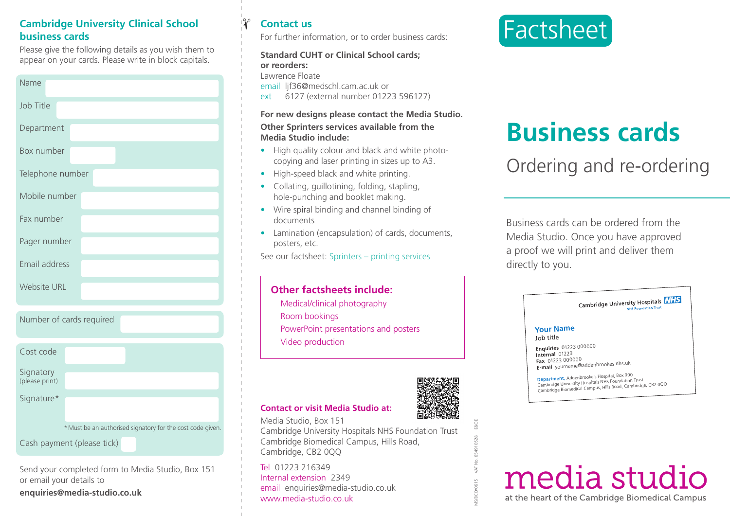## Cambridge University Clinical School business cards

Please give the following details as you wish them to appear on your cards. Please write in block capitals.

| | |
|---|---|
| Name | |
| Job Title | |
| Department | |
| Box number | |
| Telephone number | |
| Mobile number | |
| Fax number | |
| Pager number | |
| Email address | |
| Website URL | |

| | |
|---|---|
| Number of cards required | |

| | |
|---|---|
| Cost code | |
| Signatory (please print) | |
| Signature* | |

*Must be an authorised signatory for the cost code given.

Cash payment (please tick)

Send your completed form to Media Studio, Box 151 or email your details to **enquiries@media-studio.co.uk**

## Contact us

For further information, or to order business cards:

**Standard CUHT or Clinical School cards; or reorders:**
Lawrence Floate
email ljf36@medschl.cam.ac.uk or
ext 6127 (external number 01223 596127)

**For new designs please contact the Media Studio.**

**Other Sprinters services available from the Media Studio include:**

- High quality colour and black and white photo-copying and laser printing in sizes up to A3.
- High-speed black and white printing.
- Collating, guillotining, folding, stapling, hole-punching and booklet making.
- Wire spiral binding and channel binding of documents
- Lamination (encapsulation) of cards, documents, posters, etc.

See our factsheet: Sprinters – printing services

### Other factsheets include:

Medical/clinical photography
Room bookings
PowerPoint presentations and posters
Video production

### Contact or visit Media Studio at:

Media Studio, Box 151
Cambridge University Hospitals NHS Foundation Trust
Cambridge Biomedical Campus, Hills Road,
Cambridge, CB2 0QQ

Tel 01223 216349
Internal extension 2349
email enquiries@media-studio.co.uk
www.media-studio.co.uk

MS/BC0/0615 VAT No. 654910528 E&OE

Factsheet

# Business cards

## Ordering and re-ordering

Business cards can be ordered from the Media Studio. Once you have approved a proof we will print and deliver them directly to you.

Cambridge University Hospitals NHS Foundation Trust

**Your Name**
Job title
**Enquiries** 01223 000000
**Internal** 01223
**Fax** 01223 000000
**E-mail** yourname@addenbrookes.nhs.uk
**Department,** Addenbrooke's Hospital, Box 000
Cambridge University Hospitals NHS Foundation Trust
Cambridge Biomedical Campus, Hills Road, Cambridge, CB2 0QQ

media studio
at the heart of the Cambridge Biomedical Campus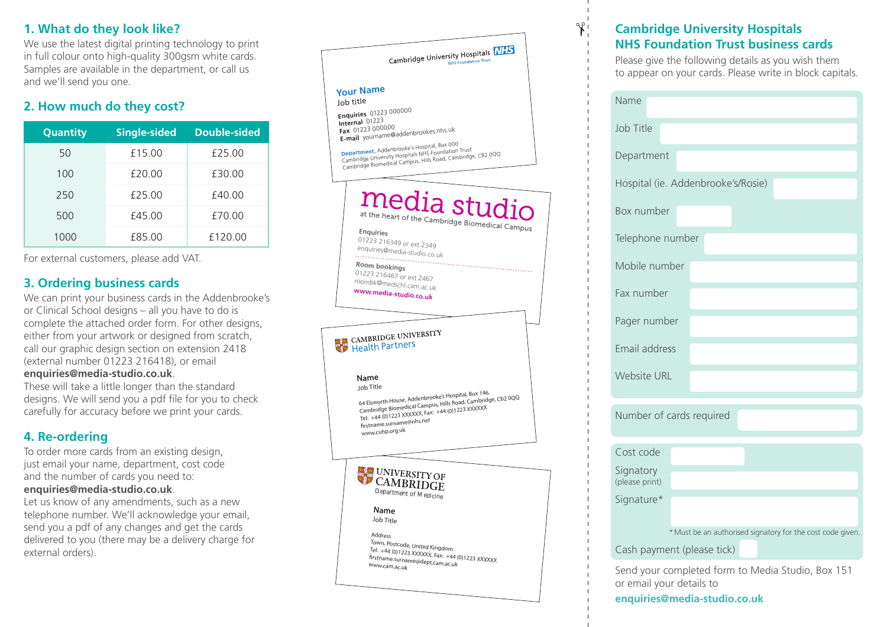## 1. What do they look like?

We use the latest digital printing technology to print in full colour onto high-quality 300gsm white cards. Samples are available in the department, or call us and we'll send you one.

## 2. How much do they cost?

| Quantity | Single-sided | Double-sided |
|---|---|---|
| 50 | £15.00 | £25.00 |
| 100 | £20.00 | £30.00 |
| 250 | £25.00 | £40.00 |
| 500 | £45.00 | £70.00 |
| 1000 | £85.00 | £120.00 |

For external customers, please add VAT.

## 3. Ordering business cards

We can print your business cards in the Addenbrooke's or Clinical School designs – all you have to do is complete the attached order form. For other designs, either from your artwork or designed from scratch, call our graphic design section on extension 2418 (external number 01223 216418), or email **enquiries@media-studio.co.uk**.

These will take a little longer than the standard designs. We will send you a pdf file for you to check carefully for accuracy before we print your cards.

## 4. Re-ordering

To order more cards from an existing design, just email your name, department, cost code and the number of cards you need to: **enquiries@media-studio.co.uk**.

Let us know of any amendments, such as a new telephone number. We'll acknowledge your email, send you a pdf of any changes and get the cards delivered to you (there may be a delivery charge for external orders).

Cambridge University Hospitals NHS
NHS Foundation Trust

**Your Name**
Job title
**Enquiries** 01223 000000
**Internal** 01223
**Fax** 01223 000000
**E-mail** yourname@addenbrookes.nhs.uk
**Department**, Addenbrooke's Hospital, Box 000
Cambridge University Hospitals NHS Foundation Trust
Cambridge Biomedical Campus, Hills Road, Cambridge, CB2 0QQ

media studio
at the heart of the Cambridge Biomedical Campus

**Enquiries**
01223 216349 or ext 2349
enquiries@media-studio.co.uk

**Room bookings**
01223 216467 or ext 2467
roombk@medschl.cam.ac.uk

**www.media-studio.co.uk**

CAMBRIDGE UNIVERSITY
Health Partners

**Name**
Job Title
64 Elsworth House, Addenbrooke's Hospital, Box 146,
Cambridge Biomedical Campus, Hills Road, Cambridge, Cb2 0QQ
Tel: +44 (0)1223 XXXXXX, Fax: +44 (0)1223 XXXXXX
firstname.surname@nhs.net
www.cuhp.org.uk

UNIVERSITY OF CAMBRIDGE
Department of Medicine

**Name**
Job Title
Address
Town, Postcode, United Kingdom
Tel: +44 (0)1223 XXXXXX, Fax: +44 (0)1223 XXXXXX
firstname.surname@dept.cam.ac.uk
www.cam.ac.uk

## Cambridge University Hospitals NHS Foundation Trust business cards

Please give the following details as you wish them to appear on your cards. Please write in block capitals.

Name

Job Title

Department

Hospital (ie. Addenbrooke's/Rosie)

Box number

Telephone number

Mobile number

Fax number

Pager number

Email address

Website URL

Number of cards required

Cost code

Signatory (please print)

Signature*

*Must be an authorised signatory for the cost code given.

Cash payment (please tick)

Send your completed form to Media Studio, Box 151 or email your details to

**enquiries@media-studio.co.uk**